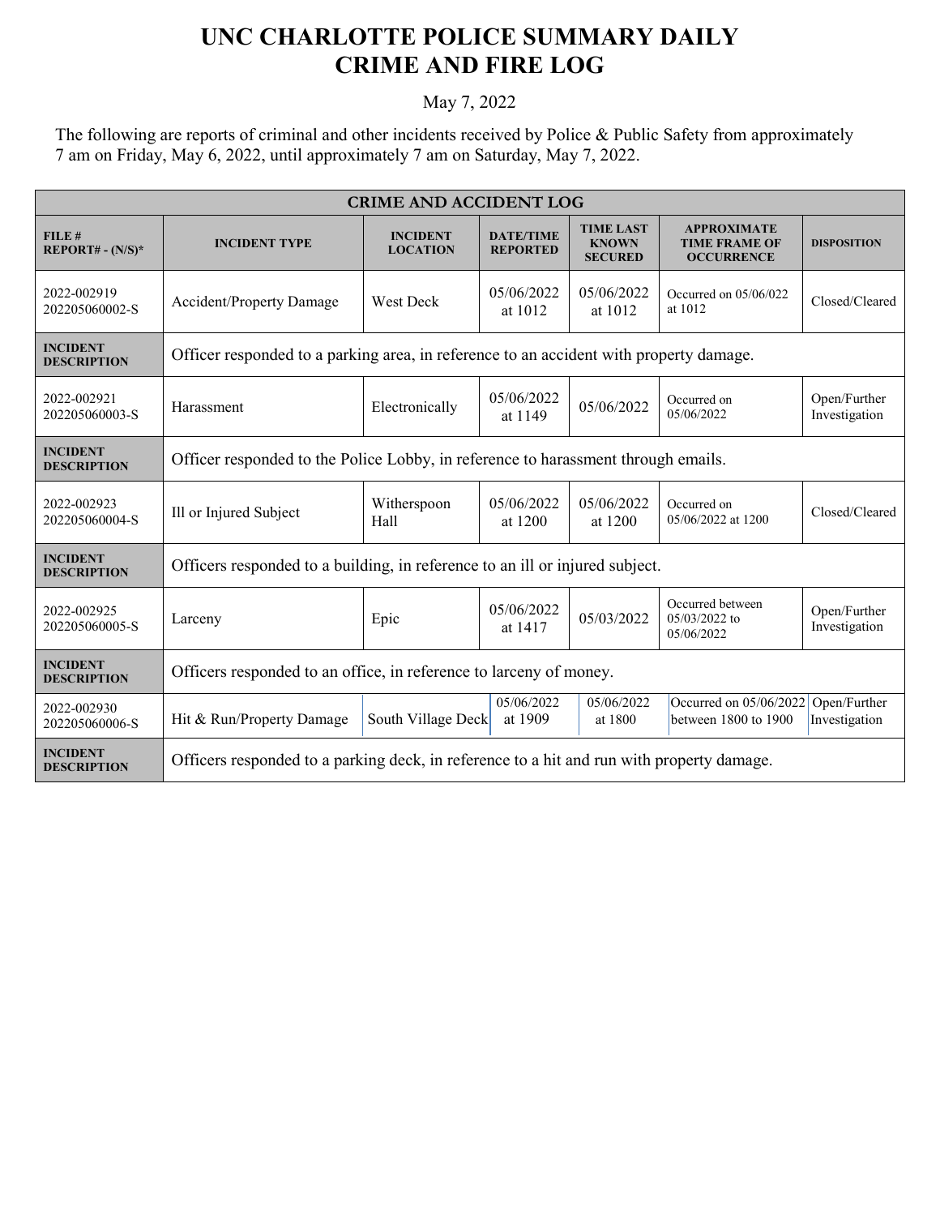# UNC CHARLOTTE POLICE SUMMARY DAILY CRIME AND FIRE LOG

May 7, 2022

The following are reports of criminal and other incidents received by Police & Public Safety from approximately 7 am on Friday, May 6, 2022, until approximately 7 am on Saturday, May 7, 2022.

| CRIME AND ACCIDENT LOG | | | | | | |
|---|---|---|---|---|---|---|
| **FILE # REPORT# - (N/S)*** | **INCIDENT TYPE** | **INCIDENT LOCATION** | **DATE/TIME REPORTED** | **TIME LAST KNOWN SECURED** | **APPROXIMATE TIME FRAME OF OCCURRENCE** | **DISPOSITION** |
| 2022-002919 202205060002-S | Accident/Property Damage | West Deck | 05/06/2022 at 1012 | 05/06/2022 at 1012 | Occurred on 05/06/022 at 1012 | Closed/Cleared |
| **INCIDENT DESCRIPTION** | Officer responded to a parking area, in reference to an accident with property damage. | | | | | |
| 2022-002921 202205060003-S | Harassment | Electronically | 05/06/2022 at 1149 | 05/06/2022 | Occurred on 05/06/2022 | Open/Further Investigation |
| **INCIDENT DESCRIPTION** | Officer responded to the Police Lobby, in reference to harassment through emails. | | | | | |
| 2022-002923 202205060004-S | Ill or Injured Subject | Witherspoon Hall | 05/06/2022 at 1200 | 05/06/2022 at 1200 | Occurred on 05/06/2022 at 1200 | Closed/Cleared |
| **INCIDENT DESCRIPTION** | Officers responded to a building, in reference to an ill or injured subject. | | | | | |
| 2022-002925 202205060005-S | Larceny | Epic | 05/06/2022 at 1417 | 05/03/2022 | Occurred between 05/03/2022 to 05/06/2022 | Open/Further Investigation |
| **INCIDENT DESCRIPTION** | Officers responded to an office, in reference to larceny of money. | | | | | |
| 2022-002930 202205060006-S | Hit & Run/Property Damage | South Village Deck | 05/06/2022 at 1909 | 05/06/2022 at 1800 | Occurred on 05/06/2022 between 1800 to 1900 | Open/Further Investigation |
| **INCIDENT DESCRIPTION** | Officers responded to a parking deck, in reference to a hit and run with property damage. | | | | | |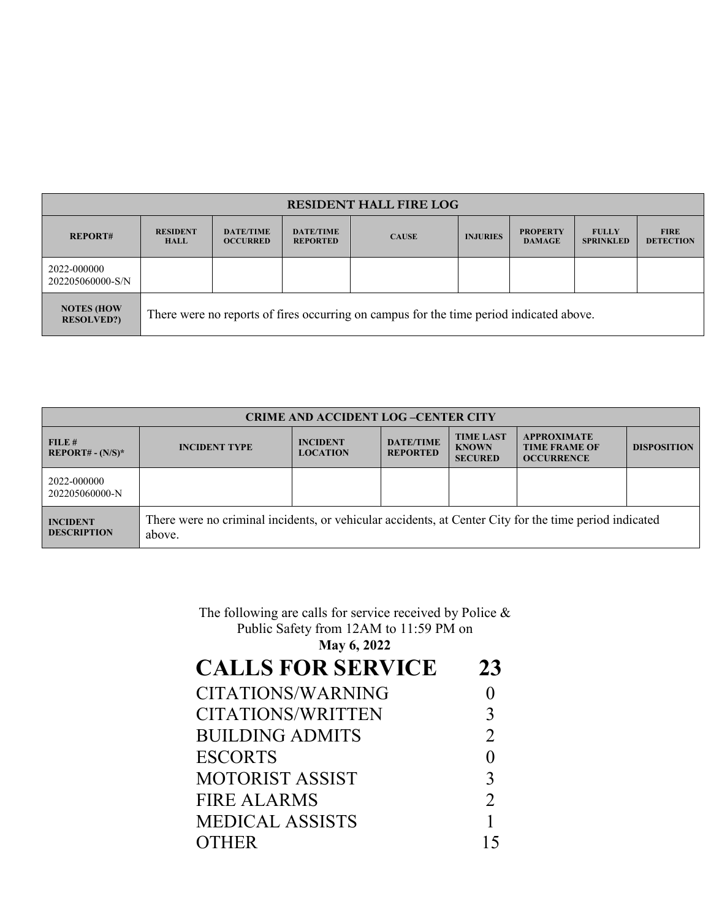| RESIDENT HALL FIRE LOG | | | | | | | | |
|---|---|---|---|---|---|---|---|---|
| **REPORT#** | **RESIDENT HALL** | **DATE/TIME OCCURRED** | **DATE/TIME REPORTED** | **CAUSE** | **INJURIES** | **PROPERTY DAMAGE** | **FULLY SPRINKLED** | **FIRE DETECTION** |
| 2022-000000 202205060000-S/N | | | | | | | | |
| **NOTES (HOW RESOLVED?)** | There were no reports of fires occurring on campus for the time period indicated above. | | | | | | | |

| CRIME AND ACCIDENT LOG –CENTER CITY | | | | | | |
|---|---|---|---|---|---|---|
| **FILE # REPORT# - (N/S)*** | **INCIDENT TYPE** | **INCIDENT LOCATION** | **DATE/TIME REPORTED** | **TIME LAST KNOWN SECURED** | **APPROXIMATE TIME FRAME OF OCCURRENCE** | **DISPOSITION** |
| 2022-000000 202205060000-N | | | | | | |
| **INCIDENT DESCRIPTION** | There were no criminal incidents, or vehicular accidents, at Center City for the time period indicated above. | | | | | |

The following are calls for service received by Police & Public Safety from 12AM to 11:59 PM on

**May 6, 2022**

| | |
|---|---|
| **CALLS FOR SERVICE** | **23** |
| CITATIONS/WARNING | 0 |
| CITATIONS/WRITTEN | 3 |
| BUILDING ADMITS | 2 |
| ESCORTS | 0 |
| MOTORIST ASSIST | 3 |
| FIRE ALARMS | 2 |
| MEDICAL ASSISTS | 1 |
| OTHER | 15 |